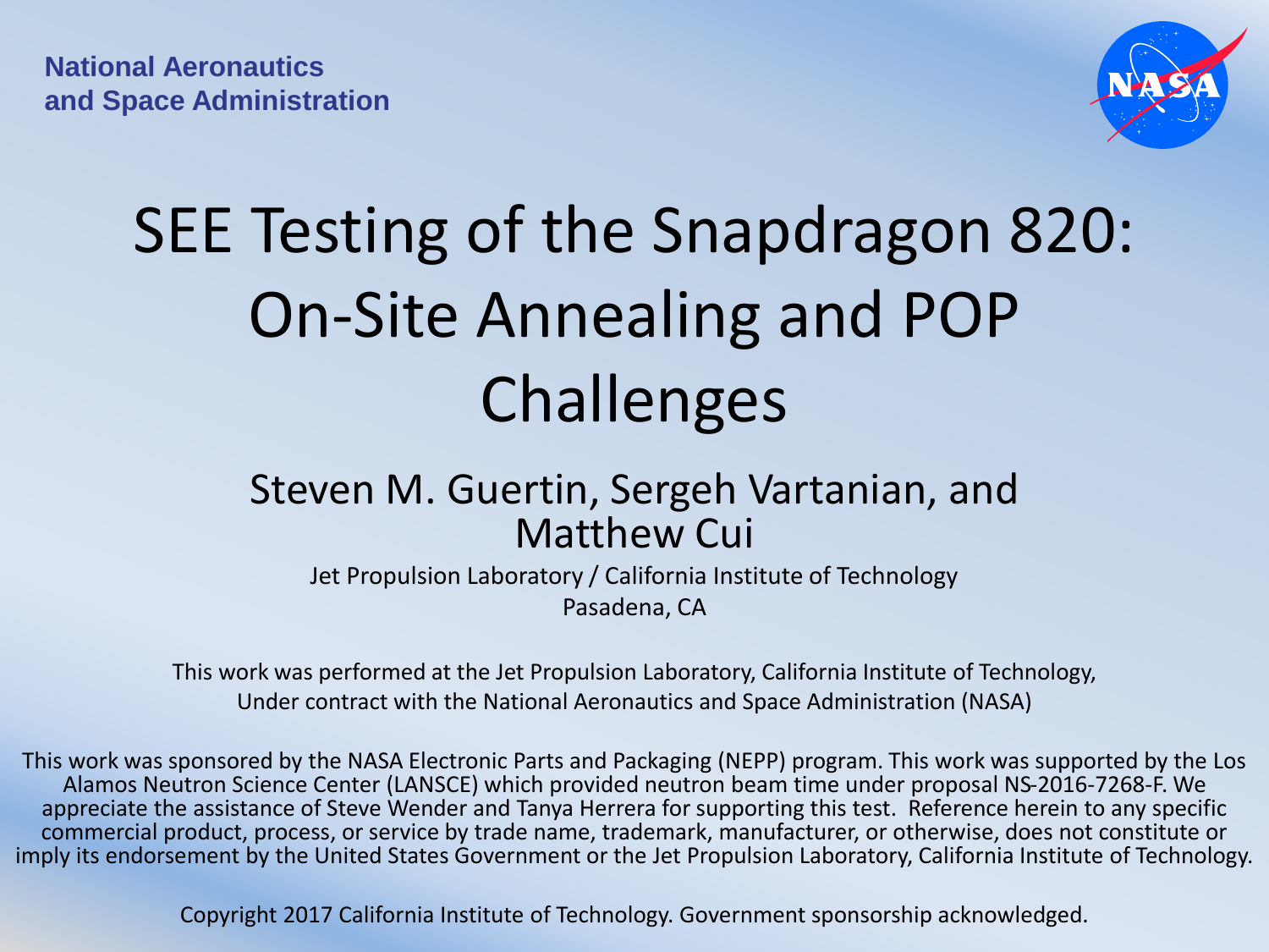National Aeronautics
and Space Administration

# SEE Testing of the Snapdragon 820: On-Site Annealing and POP Challenges

## Steven M. Guertin, Sergeh Vartanian, and Matthew Cui

Jet Propulsion Laboratory / California Institute of Technology
Pasadena, CA

This work was performed at the Jet Propulsion Laboratory, California Institute of Technology, Under contract with the National Aeronautics and Space Administration (NASA)

This work was sponsored by the NASA Electronic Parts and Packaging (NEPP) program. This work was supported by the Los Alamos Neutron Science Center (LANSCE) which provided neutron beam time under proposal NS-2016-7268-F. We appreciate the assistance of Steve Wender and Tanya Herrera for supporting this test. Reference herein to any specific commercial product, process, or service by trade name, trademark, manufacturer, or otherwise, does not constitute or imply its endorsement by the United States Government or the Jet Propulsion Laboratory, California Institute of Technology.

Copyright 2017 California Institute of Technology. Government sponsorship acknowledged.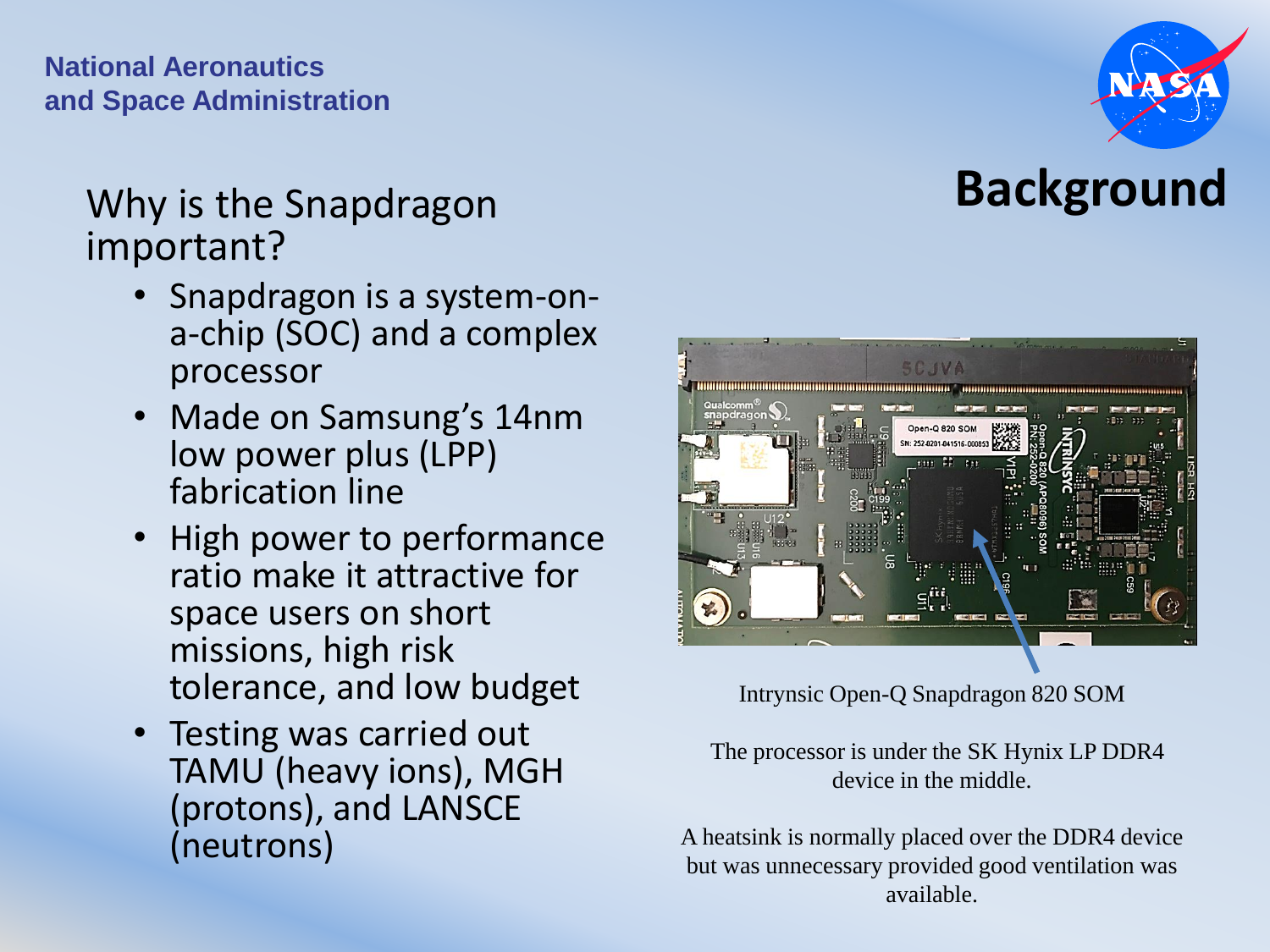# Background

## Why is the Snapdragon important?

- Snapdragon is a system-on-a-chip (SOC) and a complex processor
- Made on Samsung's 14nm low power plus (LPP) fabrication line
- High power to performance ratio make it attractive for space users on short missions, high risk tolerance, and low budget
- Testing was carried out TAMU (heavy ions), MGH (protons), and LANSCE (neutrons)

Intrynsic Open-Q Snapdragon 820 SOM

The processor is under the SK Hynix LP DDR4 device in the middle.

A heatsink is normally placed over the DDR4 device but was unnecessary provided good ventilation was available.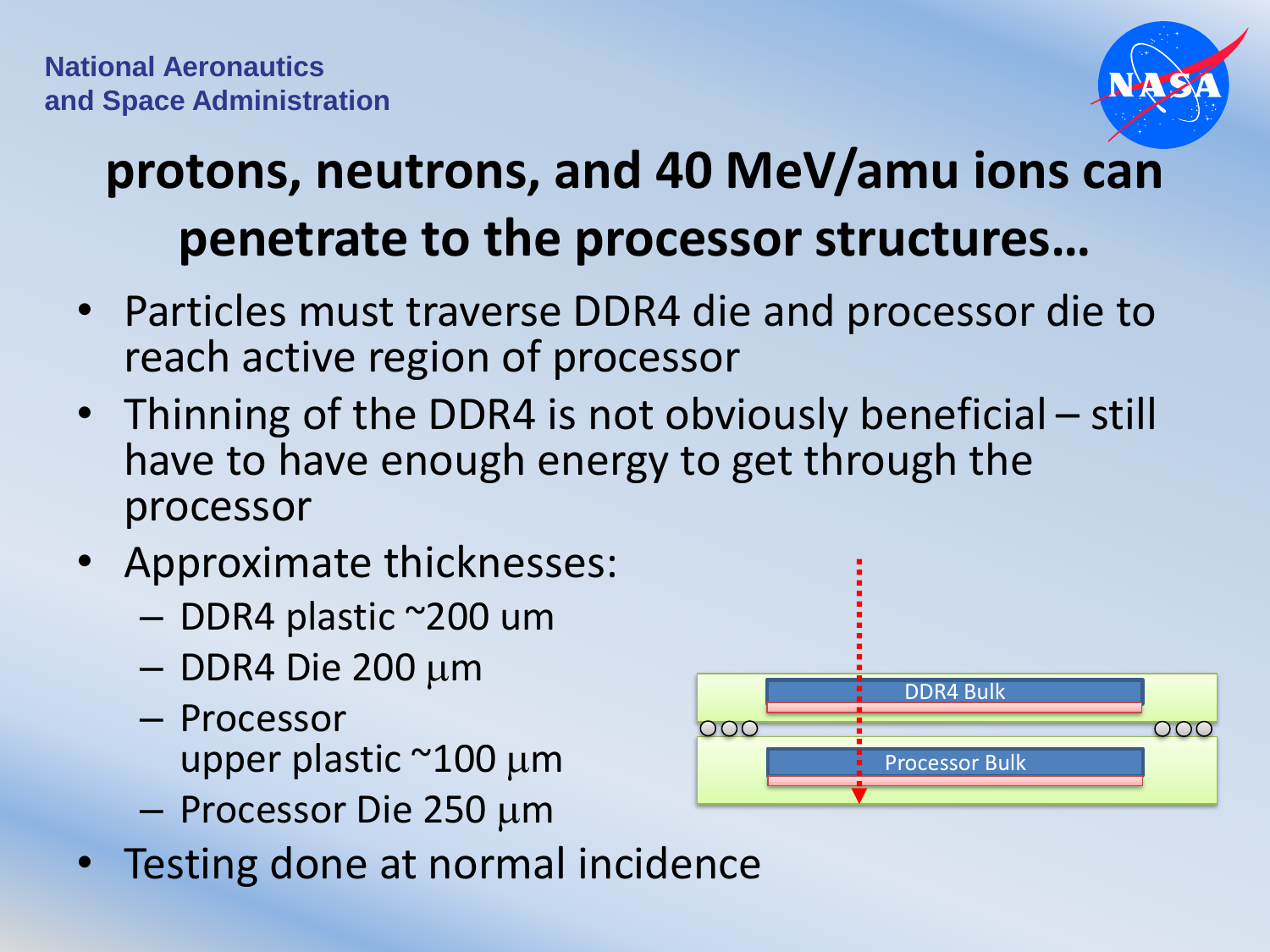# protons, neutrons, and 40 MeV/amu ions can penetrate to the processor structures…

- Particles must traverse DDR4 die and processor die to reach active region of processor
- Thinning of the DDR4 is not obviously beneficial – still have to have enough energy to get through the processor
- Approximate thicknesses:
  - DDR4 plastic ~200 um
  - DDR4 Die 200 μm
  - Processor upper plastic ~100 μm
  - Processor Die 250 μm
- Testing done at normal incidence

DDR4 Bulk

Processor Bulk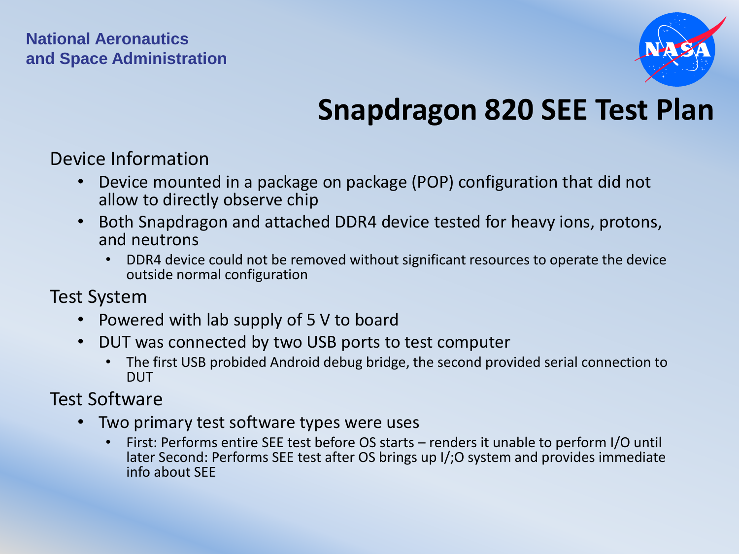National Aeronautics and Space Administration

# Snapdragon 820 SEE Test Plan

Device Information

- Device mounted in a package on package (POP) configuration that did not allow to directly observe chip
- Both Snapdragon and attached DDR4 device tested for heavy ions, protons, and neutrons
  - DDR4 device could not be removed without significant resources to operate the device outside normal configuration

Test System

- Powered with lab supply of 5 V to board
- DUT was connected by two USB ports to test computer
  - The first USB probided Android debug bridge, the second provided serial connection to DUT

Test Software

- Two primary test software types were uses
  - First: Performs entire SEE test before OS starts – renders it unable to perform I/O until later Second: Performs SEE test after OS brings up I/;O system and provides immediate info about SEE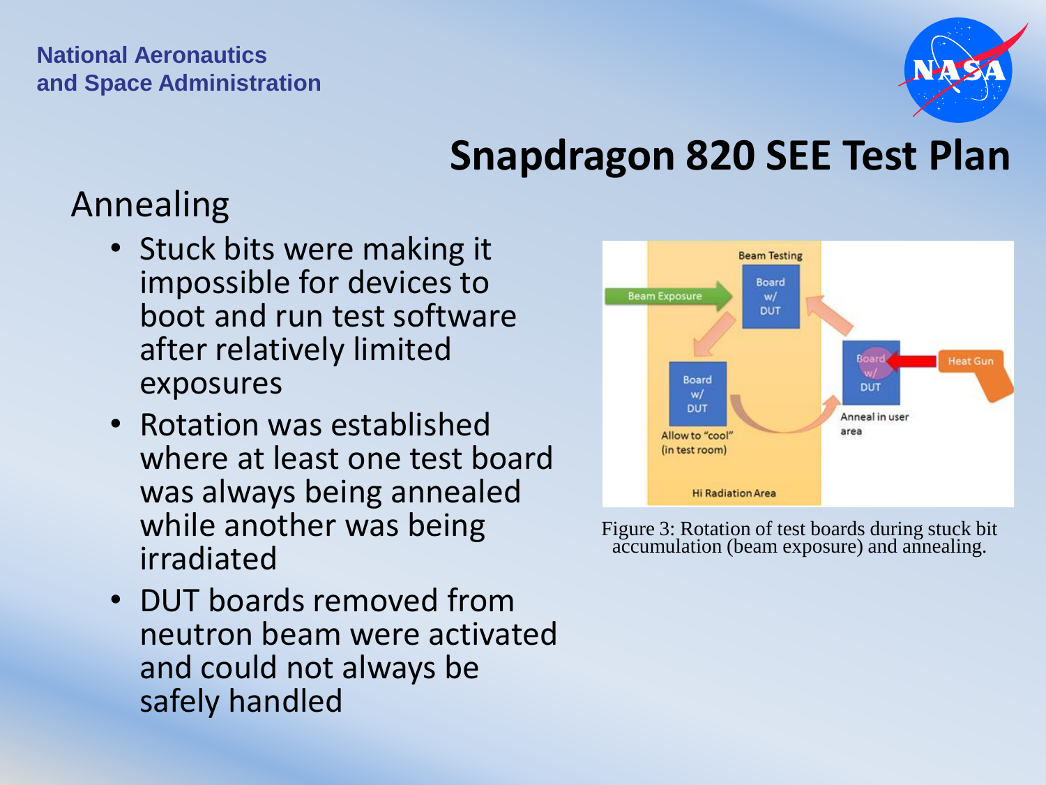National Aeronautics and Space Administration

# Snapdragon 820 SEE Test Plan

## Annealing

- Stuck bits were making it impossible for devices to boot and run test software after relatively limited exposures
- Rotation was established where at least one test board was always being annealed while another was being irradiated
- DUT boards removed from neutron beam were activated and could not always be safely handled

Figure 3: Rotation of test boards during stuck bit accumulation (beam exposure) and annealing.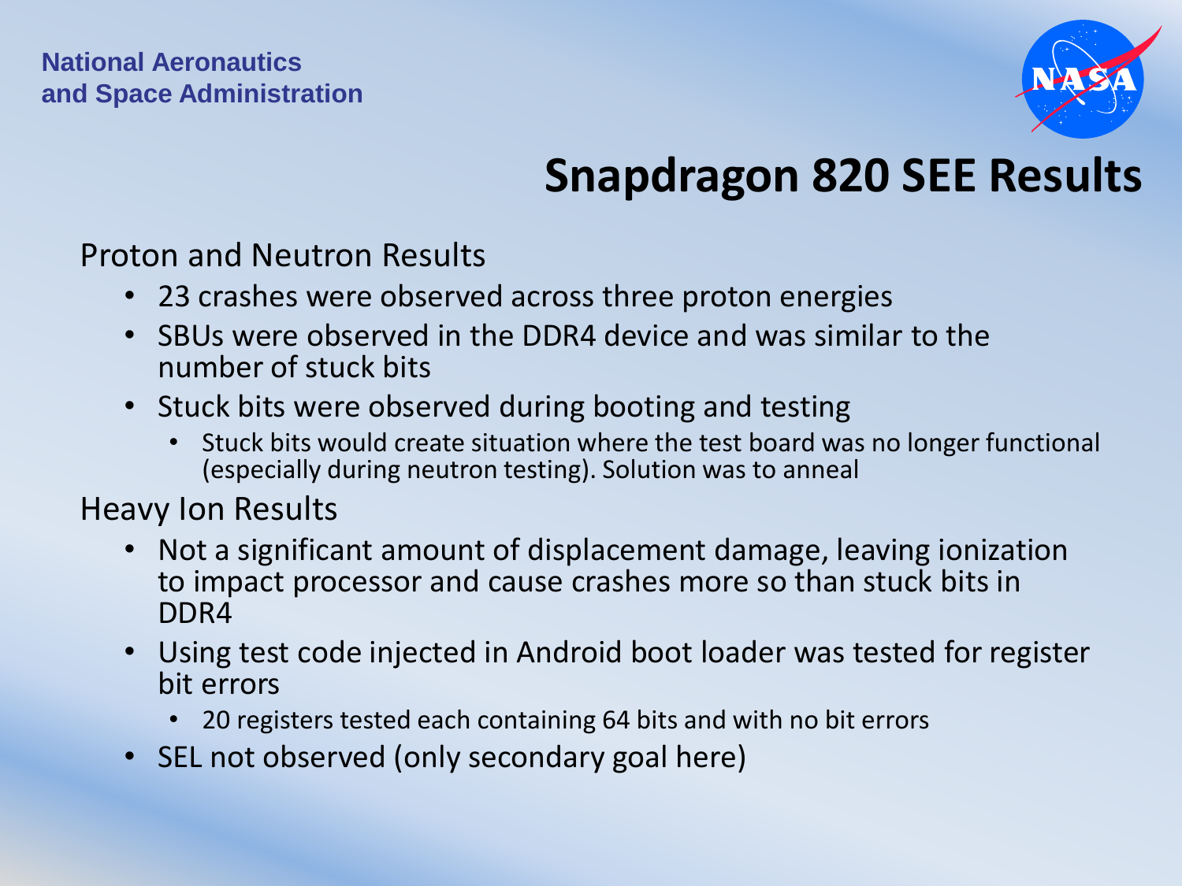# Snapdragon 820 SEE Results

Proton and Neutron Results

- 23 crashes were observed across three proton energies
- SBUs were observed in the DDR4 device and was similar to the number of stuck bits
- Stuck bits were observed during booting and testing
  - Stuck bits would create situation where the test board was no longer functional (especially during neutron testing). Solution was to anneal

Heavy Ion Results

- Not a significant amount of displacement damage, leaving ionization to impact processor and cause crashes more so than stuck bits in DDR4
- Using test code injected in Android boot loader was tested for register bit errors
  - 20 registers tested each containing 64 bits and with no bit errors
- SEL not observed (only secondary goal here)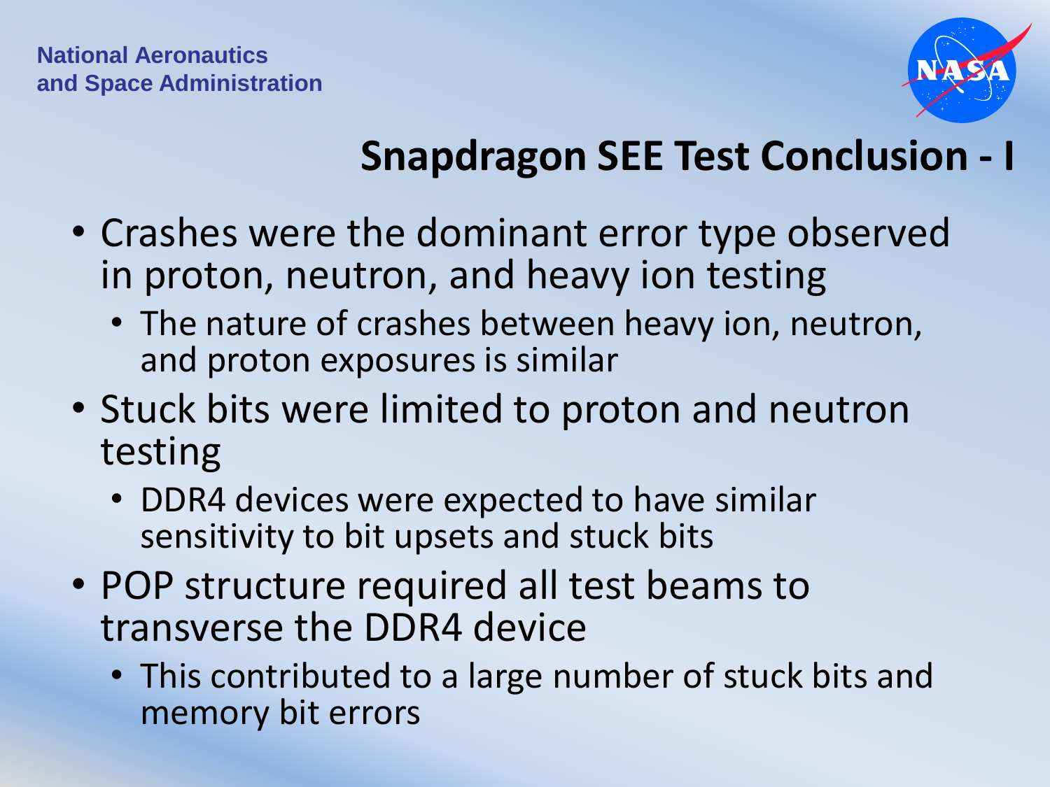National Aeronautics and Space Administration

# Snapdragon SEE Test Conclusion - I

- Crashes were the dominant error type observed in proton, neutron, and heavy ion testing
  - The nature of crashes between heavy ion, neutron, and proton exposures is similar
- Stuck bits were limited to proton and neutron testing
  - DDR4 devices were expected to have similar sensitivity to bit upsets and stuck bits
- POP structure required all test beams to transverse the DDR4 device
  - This contributed to a large number of stuck bits and memory bit errors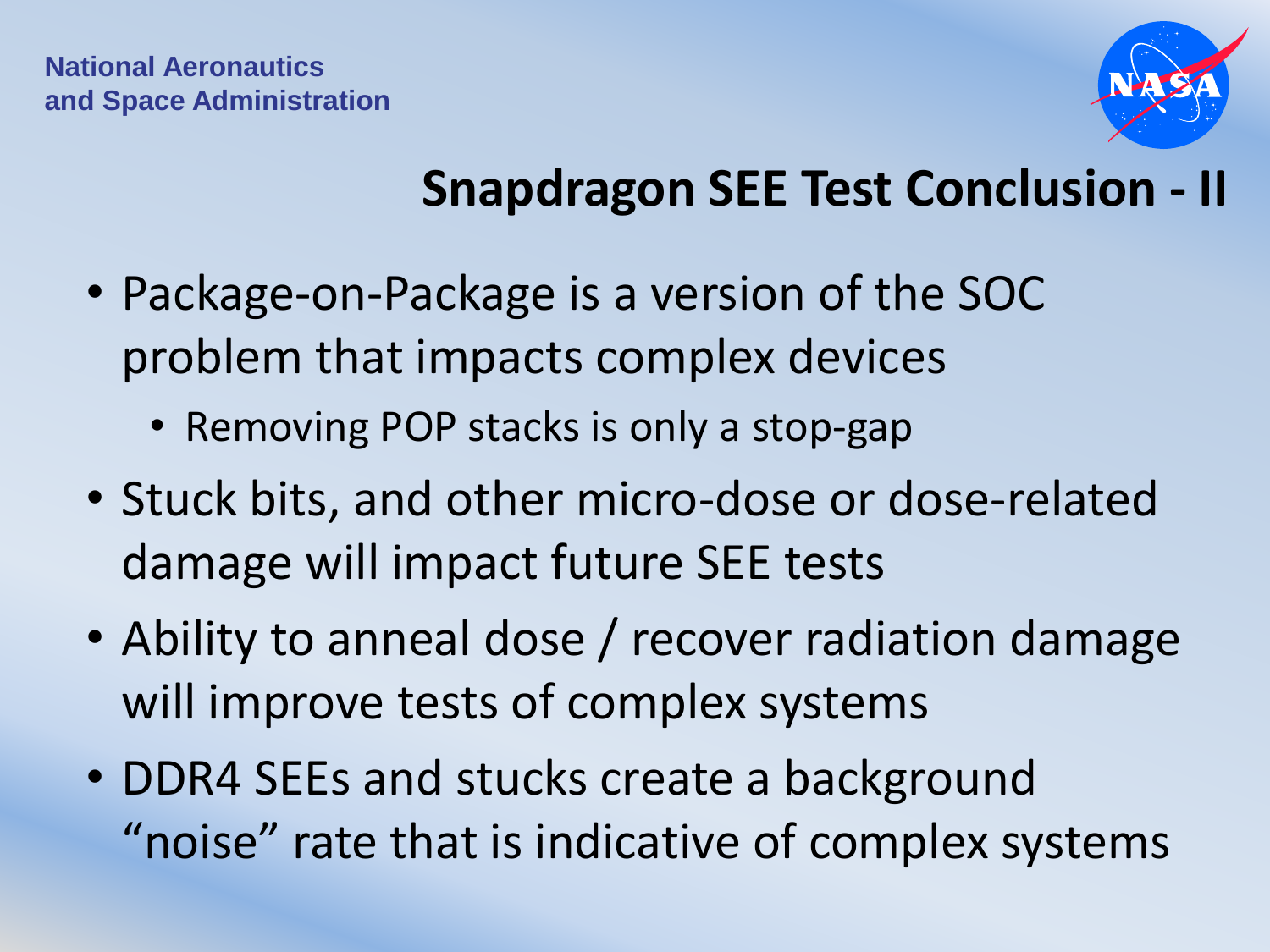National Aeronautics and Space Administration

# Snapdragon SEE Test Conclusion - II

- Package-on-Package is a version of the SOC problem that impacts complex devices
  - Removing POP stacks is only a stop-gap
- Stuck bits, and other micro-dose or dose-related damage will impact future SEE tests
- Ability to anneal dose / recover radiation damage will improve tests of complex systems
- DDR4 SEEs and stucks create a background “noise” rate that is indicative of complex systems